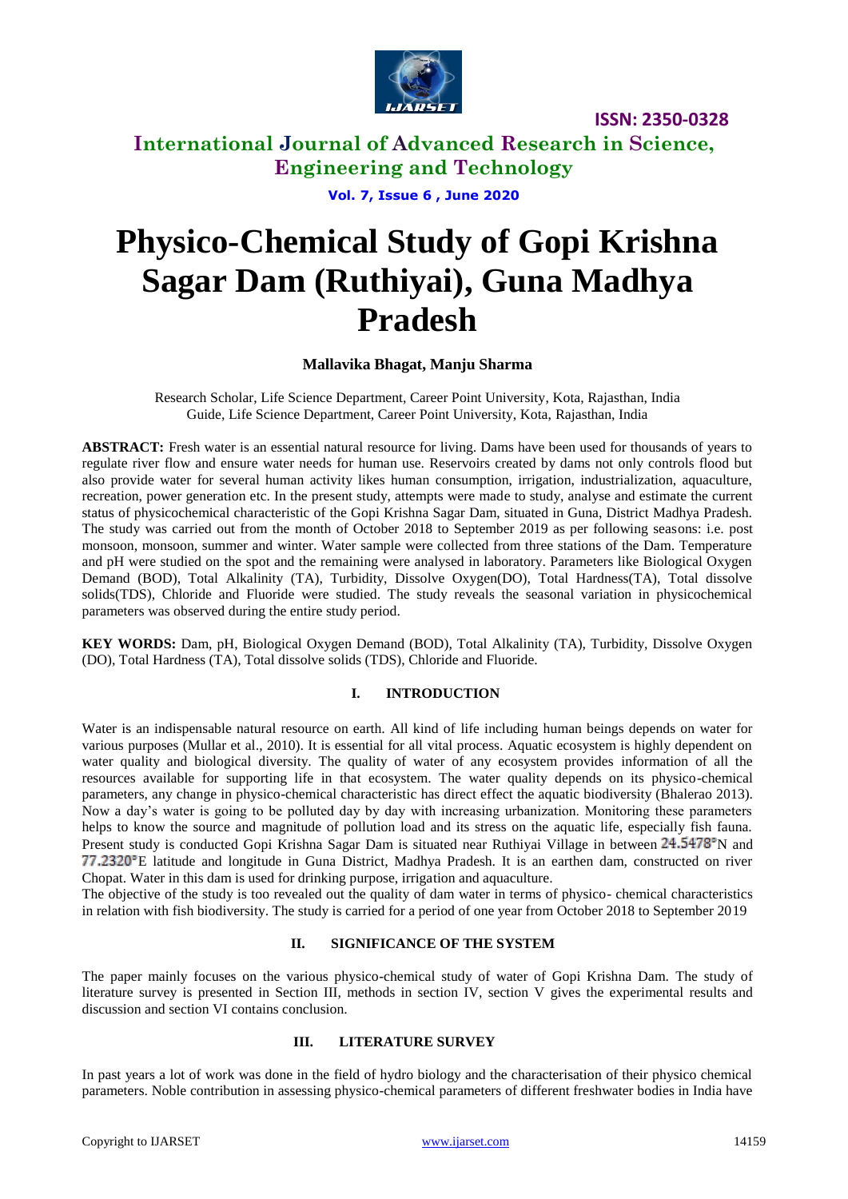# Physico-Chemical Study of Gopi Krishna Sagar Dam (Ruthiyai), Guna Madhya Pradesh

**Mallavika Bhagat, Manju Sharma**

Research Scholar, Life Science Department, Career Point University, Kota, Rajasthan, India
Guide, Life Science Department, Career Point University, Kota, Rajasthan, India

**ABSTRACT:** Fresh water is an essential natural resource for living. Dams have been used for thousands of years to regulate river flow and ensure water needs for human use. Reservoirs created by dams not only controls flood but also provide water for several human activity likes human consumption, irrigation, industrialization, aquaculture, recreation, power generation etc. In the present study, attempts were made to study, analyse and estimate the current status of physicochemical characteristic of the Gopi Krishna Sagar Dam, situated in Guna, District Madhya Pradesh. The study was carried out from the month of October 2018 to September 2019 as per following seasons: i.e. post monsoon, monsoon, summer and winter. Water sample were collected from three stations of the Dam. Temperature and pH were studied on the spot and the remaining were analysed in laboratory. Parameters like Biological Oxygen Demand (BOD), Total Alkalinity (TA), Turbidity, Dissolve Oxygen(DO), Total Hardness(TA), Total dissolve solids(TDS), Chloride and Fluoride were studied. The study reveals the seasonal variation in physicochemical parameters was observed during the entire study period.

**KEY WORDS:** Dam, pH, Biological Oxygen Demand (BOD), Total Alkalinity (TA), Turbidity, Dissolve Oxygen (DO), Total Hardness (TA), Total dissolve solids (TDS), Chloride and Fluoride.

## I. INTRODUCTION

Water is an indispensable natural resource on earth. All kind of life including human beings depends on water for various purposes (Mullar et al., 2010). It is essential for all vital process. Aquatic ecosystem is highly dependent on water quality and biological diversity. The quality of water of any ecosystem provides information of all the resources available for supporting life in that ecosystem. The water quality depends on its physico-chemical parameters, any change in physico-chemical characteristic has direct effect the aquatic biodiversity (Bhalerao 2013). Now a day's water is going to be polluted day by day with increasing urbanization. Monitoring these parameters helps to know the source and magnitude of pollution load and its stress on the aquatic life, especially fish fauna. Present study is conducted Gopi Krishna Sagar Dam is situated near Ruthiyai Village in between 24.5478°N and 77.2320°E latitude and longitude in Guna District, Madhya Pradesh. It is an earthen dam, constructed on river Chopat. Water in this dam is used for drinking purpose, irrigation and aquaculture.

The objective of the study is too revealed out the quality of dam water in terms of physico- chemical characteristics in relation with fish biodiversity. The study is carried for a period of one year from October 2018 to September 2019

## II. SIGNIFICANCE OF THE SYSTEM

The paper mainly focuses on the various physico-chemical study of water of Gopi Krishna Dam. The study of literature survey is presented in Section III, methods in section IV, section V gives the experimental results and discussion and section VI contains conclusion.

## III. LITERATURE SURVEY

In past years a lot of work was done in the field of hydro biology and the characterisation of their physico chemical parameters. Noble contribution in assessing physico-chemical parameters of different freshwater bodies in India have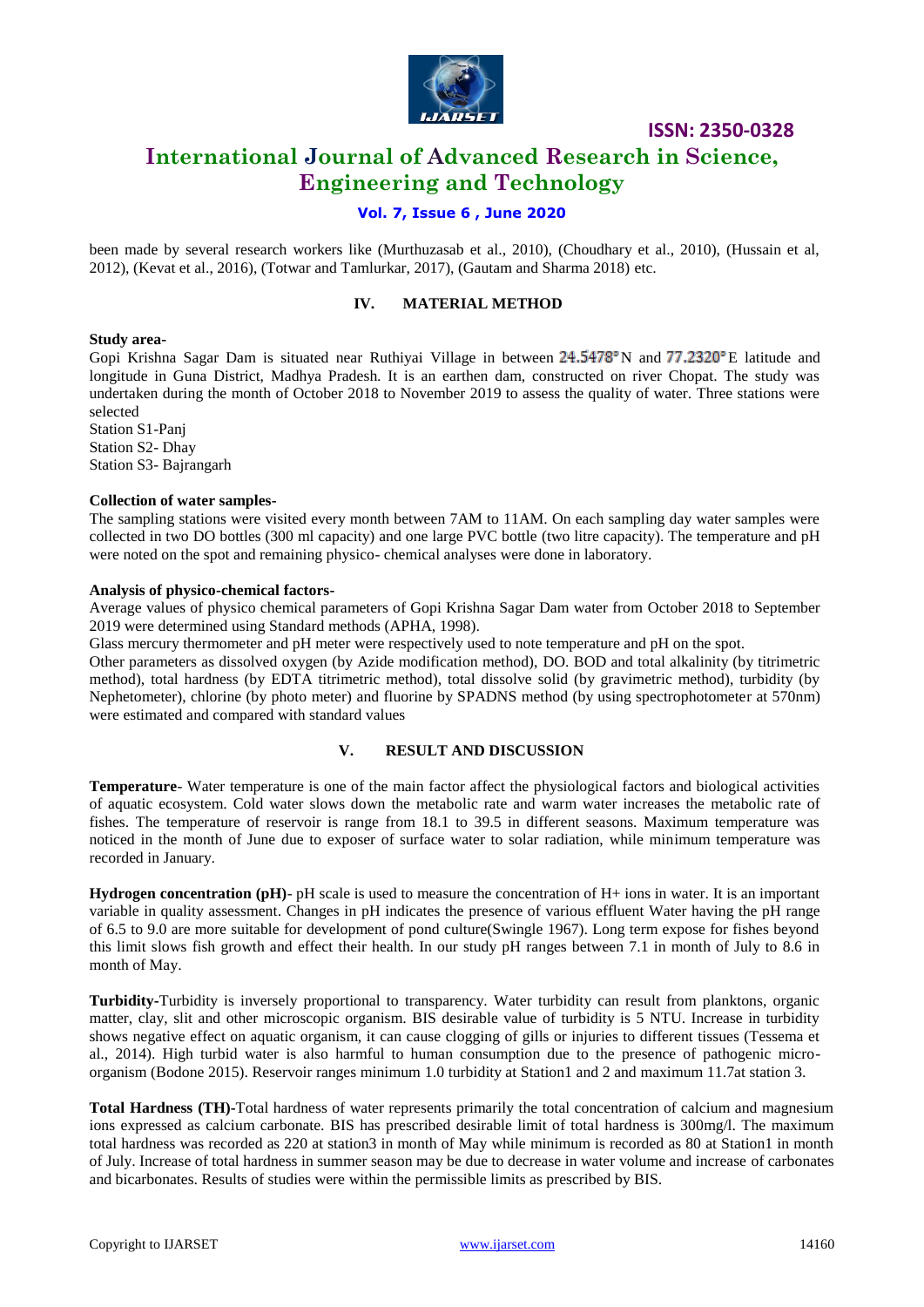been made by several research workers like (Murthuzasab et al., 2010), (Choudhary et al., 2010), (Hussain et al, 2012), (Kevat et al., 2016), (Totwar and Tamlurkar, 2017), (Gautam and Sharma 2018) etc.

## IV. MATERIAL METHOD

**Study area-**

Gopi Krishna Sagar Dam is situated near Ruthiyai Village in between 24.5478° N and 77.2320° E latitude and longitude in Guna District, Madhya Pradesh. It is an earthen dam, constructed on river Chopat. The study was undertaken during the month of October 2018 to November 2019 to assess the quality of water. Three stations were selected

Station S1-Panj
Station S2- Dhay
Station S3- Bajrangarh

**Collection of water samples-**

The sampling stations were visited every month between 7AM to 11AM. On each sampling day water samples were collected in two DO bottles (300 ml capacity) and one large PVC bottle (two litre capacity). The temperature and pH were noted on the spot and remaining physico- chemical analyses were done in laboratory.

**Analysis of physico-chemical factors-**

Average values of physico chemical parameters of Gopi Krishna Sagar Dam water from October 2018 to September 2019 were determined using Standard methods (APHA, 1998).

Glass mercury thermometer and pH meter were respectively used to note temperature and pH on the spot.

Other parameters as dissolved oxygen (by Azide modification method), DO. BOD and total alkalinity (by titrimetric method), total hardness (by EDTA titrimetric method), total dissolve solid (by gravimetric method), turbidity (by Nephetometer), chlorine (by photo meter) and fluorine by SPADNS method (by using spectrophotometer at 570nm) were estimated and compared with standard values

## V. RESULT AND DISCUSSION

**Temperature**- Water temperature is one of the main factor affect the physiological factors and biological activities of aquatic ecosystem. Cold water slows down the metabolic rate and warm water increases the metabolic rate of fishes. The temperature of reservoir is range from 18.1 to 39.5 in different seasons. Maximum temperature was noticed in the month of June due to exposer of surface water to solar radiation, while minimum temperature was recorded in January.

**Hydrogen concentration (pH)**- pH scale is used to measure the concentration of H+ ions in water. It is an important variable in quality assessment. Changes in pH indicates the presence of various effluent Water having the pH range of 6.5 to 9.0 are more suitable for development of pond culture(Swingle 1967). Long term expose for fishes beyond this limit slows fish growth and effect their health. In our study pH ranges between 7.1 in month of July to 8.6 in month of May.

**Turbidity-**Turbidity is inversely proportional to transparency. Water turbidity can result from planktons, organic matter, clay, slit and other microscopic organism. BIS desirable value of turbidity is 5 NTU. Increase in turbidity shows negative effect on aquatic organism, it can cause clogging of gills or injuries to different tissues (Tessema et al., 2014). High turbid water is also harmful to human consumption due to the presence of pathogenic micro-organism (Bodone 2015). Reservoir ranges minimum 1.0 turbidity at Station1 and 2 and maximum 11.7at station 3.

**Total Hardness (TH)-**Total hardness of water represents primarily the total concentration of calcium and magnesium ions expressed as calcium carbonate. BIS has prescribed desirable limit of total hardness is 300mg/l. The maximum total hardness was recorded as 220 at station3 in month of May while minimum is recorded as 80 at Station1 in month of July. Increase of total hardness in summer season may be due to decrease in water volume and increase of carbonates and bicarbonates. Results of studies were within the permissible limits as prescribed by BIS.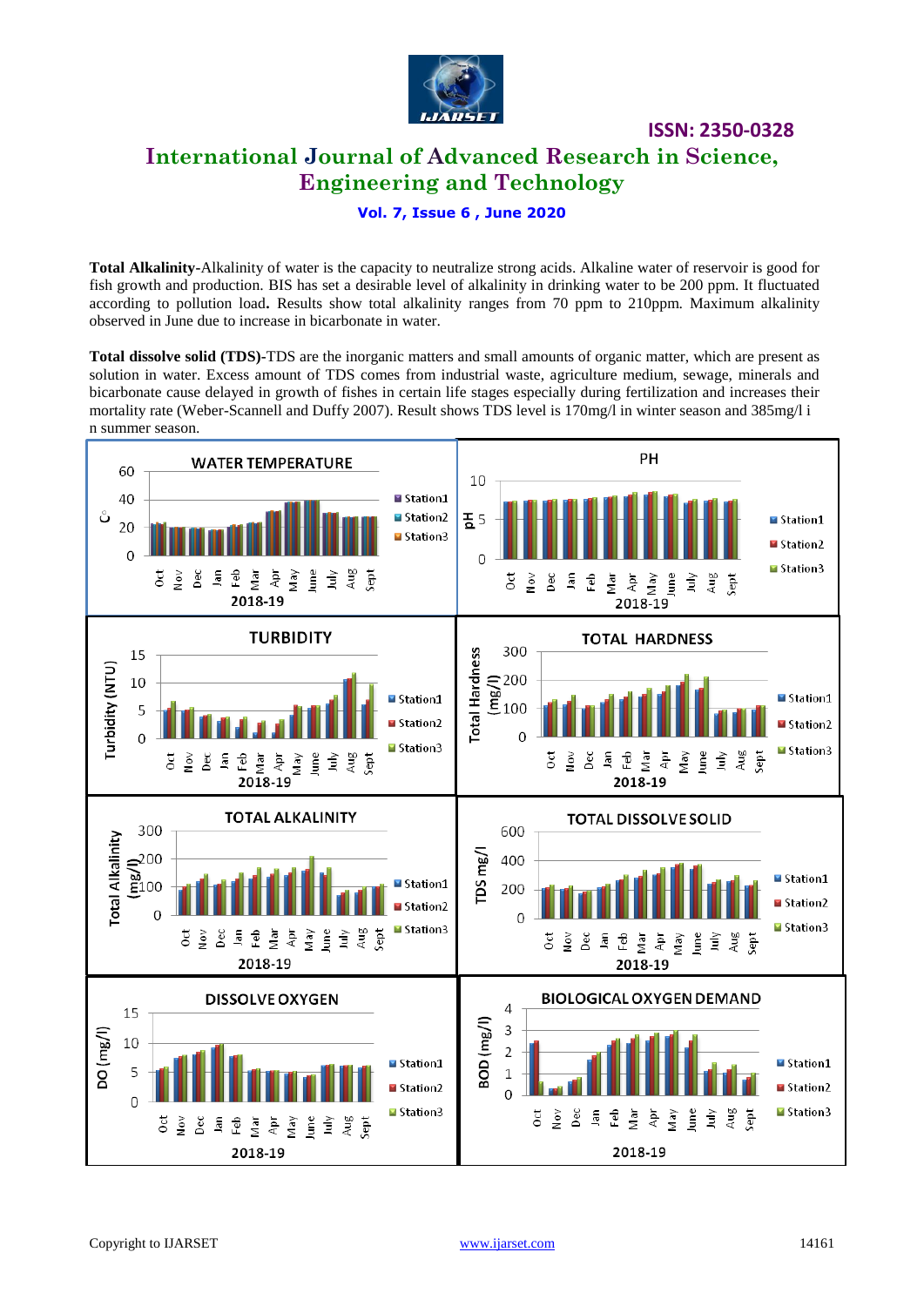**Total Alkalinity**-Alkalinity of water is the capacity to neutralize strong acids. Alkaline water of reservoir is good for fish growth and production. BIS has set a desirable level of alkalinity in drinking water to be 200 ppm. It fluctuated according to pollution load**.** Results show total alkalinity ranges from 70 ppm to 210ppm. Maximum alkalinity observed in June due to increase in bicarbonate in water.

**Total dissolve solid (TDS)**-TDS are the inorganic matters and small amounts of organic matter, which are present as solution in water. Excess amount of TDS comes from industrial waste, agriculture medium, sewage, minerals and bicarbonate cause delayed in growth of fishes in certain life stages especially during fertilization and increases their mortality rate (Weber-Scannell and Duffy 2007). Result shows TDS level is 170mg/l in winter season and 385mg/l i n summer season.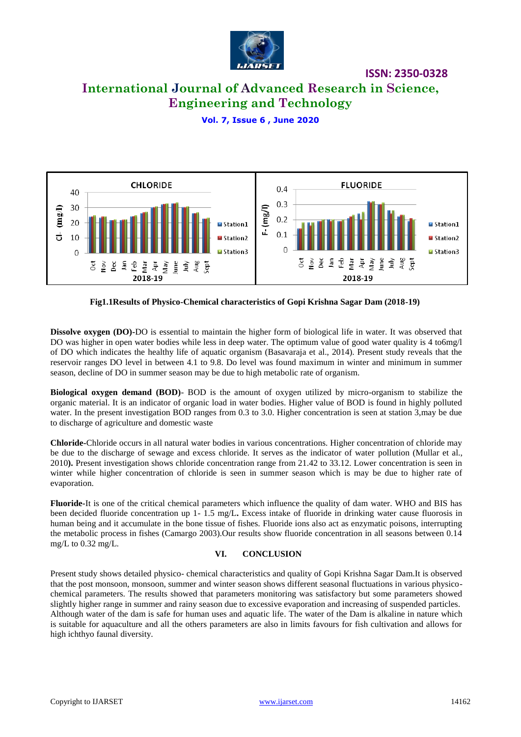Fig1.1Results of Physico-Chemical characteristics of Gopi Krishna Sagar Dam (2018-19)

**Dissolve oxygen (DO)-**DO is essential to maintain the higher form of biological life in water. It was observed that DO was higher in open water bodies while less in deep water. The optimum value of good water quality is 4 to6mg/l of DO which indicates the healthy life of aquatic organism (Basavaraja et al., 2014). Present study reveals that the reservoir ranges DO level in between 4.1 to 9.8. Do level was found maximum in winter and minimum in summer season, decline of DO in summer season may be due to high metabolic rate of organism.

**Biological oxygen demand (BOD)**- BOD is the amount of oxygen utilized by micro-organism to stabilize the organic material. It is an indicator of organic load in water bodies. Higher value of BOD is found in highly polluted water. In the present investigation BOD ranges from 0.3 to 3.0. Higher concentration is seen at station 3,may be due to discharge of agriculture and domestic waste

**Chloride-**Chloride occurs in all natural water bodies in various concentrations. Higher concentration of chloride may be due to the discharge of sewage and excess chloride. It serves as the indicator of water pollution (Mullar et al., 2010**).** Present investigation shows chloride concentration range from 21.42 to 33.12. Lower concentration is seen in winter while higher concentration of chloride is seen in summer season which is may be due to higher rate of evaporation.

**Fluoride-**It is one of the critical chemical parameters which influence the quality of dam water. WHO and BIS has been decided fluoride concentration up 1- 1.5 mg/L**.** Excess intake of fluoride in drinking water cause fluorosis in human being and it accumulate in the bone tissue of fishes. Fluoride ions also act as enzymatic poisons, interrupting the metabolic process in fishes (Camargo 2003).Our results show fluoride concentration in all seasons between 0.14 mg/L to 0.32 mg/L.

## VI. CONCLUSION

Present study shows detailed physico- chemical characteristics and quality of Gopi Krishna Sagar Dam.It is observed that the post monsoon, monsoon, summer and winter season shows different seasonal fluctuations in various physico-chemical parameters. The results showed that parameters monitoring was satisfactory but some parameters showed slightly higher range in summer and rainy season due to excessive evaporation and increasing of suspended particles. Although water of the dam is safe for human uses and aquatic life. The water of the Dam is alkaline in nature which is suitable for aquaculture and all the others parameters are also in limits favours for fish cultivation and allows for high ichthyo faunal diversity.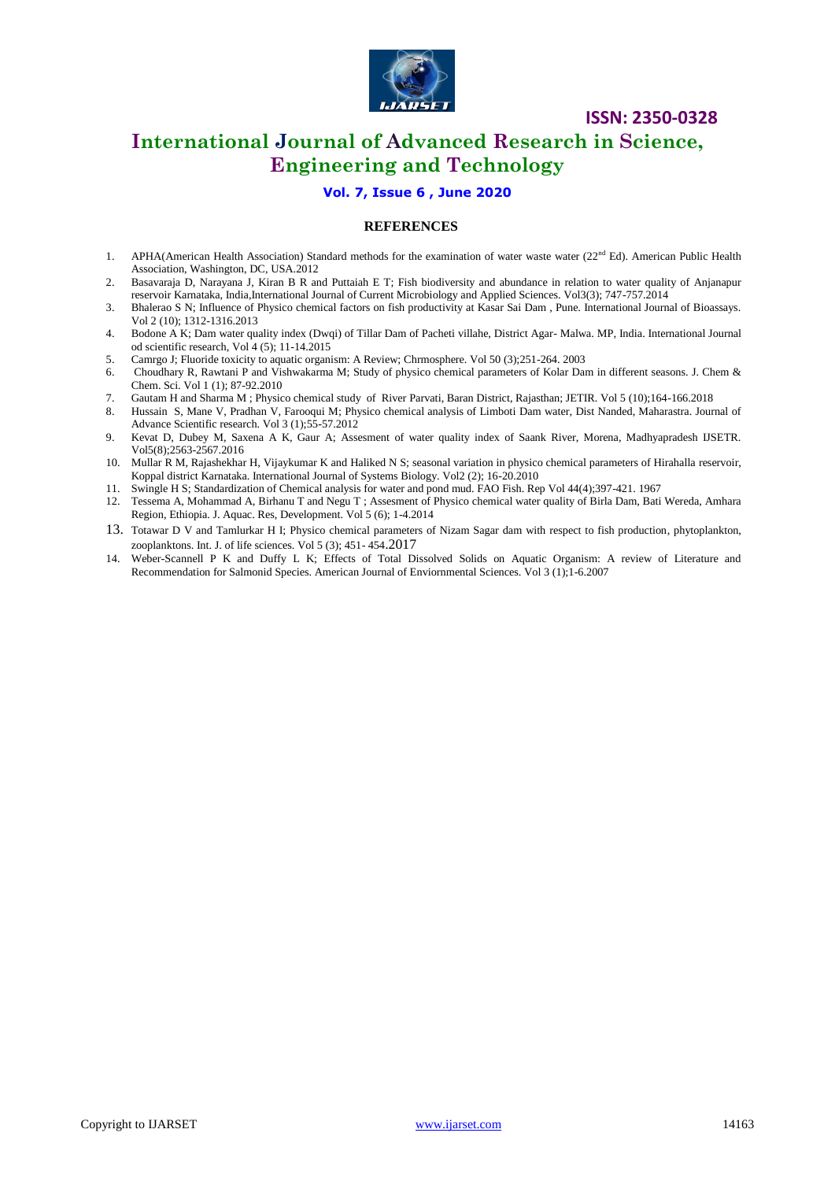## REFERENCES

1. APHA(American Health Association) Standard methods for the examination of water waste water (22nd Ed). American Public Health Association, Washington, DC, USA.2012
2. Basavaraja D, Narayana J, Kiran B R and Puttaiah E T; Fish biodiversity and abundance in relation to water quality of Anjanapur reservoir Karnataka, India,International Journal of Current Microbiology and Applied Sciences. Vol3(3); 747-757.2014
3. Bhalerao S N; Influence of Physico chemical factors on fish productivity at Kasar Sai Dam , Pune. International Journal of Bioassays. Vol 2 (10); 1312-1316.2013
4. Bodone A K; Dam water quality index (Dwqi) of Tillar Dam of Pacheti villahe, District Agar- Malwa. MP, India. International Journal od scientific research, Vol 4 (5); 11-14.2015
5. Camrgo J; Fluoride toxicity to aquatic organism: A Review; Chrmosphere. Vol 50 (3);251-264. 2003
6. Choudhary R, Rawtani P and Vishwakarma M; Study of physico chemical parameters of Kolar Dam in different seasons. J. Chem & Chem. Sci. Vol 1 (1); 87-92.2010
7. Gautam H and Sharma M ; Physico chemical study of River Parvati, Baran District, Rajasthan; JETIR. Vol 5 (10);164-166.2018
8. Hussain S, Mane V, Pradhan V, Farooqui M; Physico chemical analysis of Limboti Dam water, Dist Nanded, Maharastra. Journal of Advance Scientific research. Vol 3 (1);55-57.2012
9. Kevat D, Dubey M, Saxena A K, Gaur A; Assesment of water quality index of Saank River, Morena, Madhyapradesh IJSETR. Vol5(8);2563-2567.2016
10. Mullar R M, Rajashekhar H, Vijaykumar K and Haliked N S; seasonal variation in physico chemical parameters of Hirahalla reservoir, Koppal district Karnataka. International Journal of Systems Biology. Vol2 (2); 16-20.2010
11. Swingle H S; Standardization of Chemical analysis for water and pond mud. FAO Fish. Rep Vol 44(4);397-421. 1967
12. Tessema A, Mohammad A, Birhanu T and Negu T ; Assesment of Physico chemical water quality of Birla Dam, Bati Wereda, Amhara Region, Ethiopia. J. Aquac. Res, Development. Vol 5 (6); 1-4.2014
13. Totawar D V and Tamlurkar H I; Physico chemical parameters of Nizam Sagar dam with respect to fish production, phytoplankton, zooplanktons. Int. J. of life sciences. Vol 5 (3); 451- 454.2017
14. Weber-Scannell P K and Duffy L K; Effects of Total Dissolved Solids on Aquatic Organism: A review of Literature and Recommendation for Salmonid Species. American Journal of Enviornmental Sciences. Vol 3 (1);1-6.2007